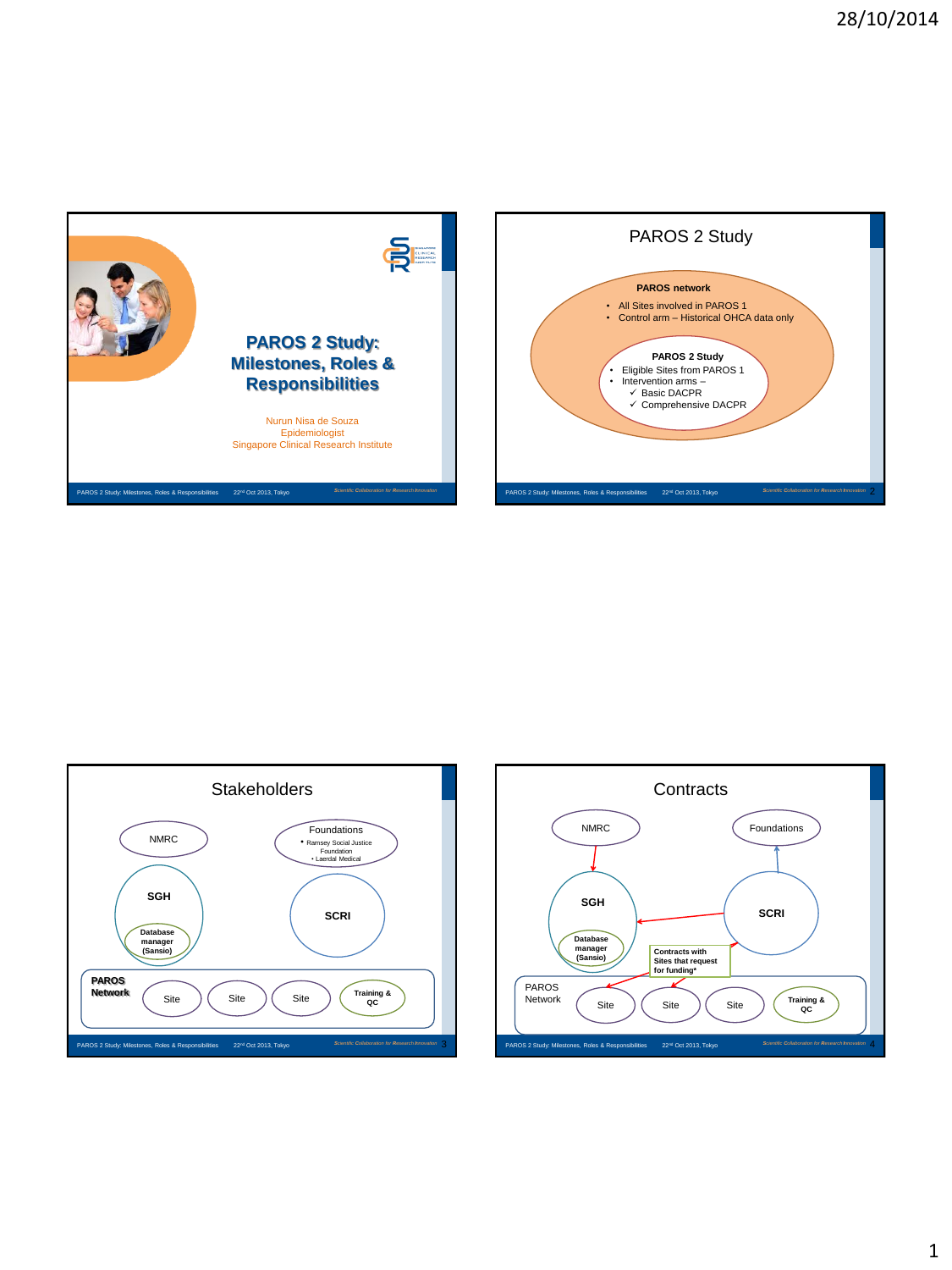# PAROS 2 Study: Milestones, Roles & Responsibilities

Nurun Nisa de Souza
Epidemiologist
Singapore Clinical Research Institute

## PAROS 2 Study

**PAROS network**

- All Sites involved in PAROS 1
- Control arm – Historical OHCA data only

**PAROS 2 Study**

- Eligible Sites from PAROS 1
- Intervention arms –
  - ✓ Basic DACPR
  - ✓ Comprehensive DACPR

## Stakeholders

- NMRC
- Foundations
  - Ramsey Social Justice Foundation
  - Laerdal Medical
- SGH
  - Database manager (Sansio)
- SCRI
- PAROS Network
  - Site
  - Site
  - Site
  - Training & QC

## Contracts

- NMRC
- Foundations
- SGH
  - Database manager (Sansio)
- SCRI
- Contracts with Sites that request for funding*
- PAROS Network
  - Site
  - Site
  - Site
  - Training & QC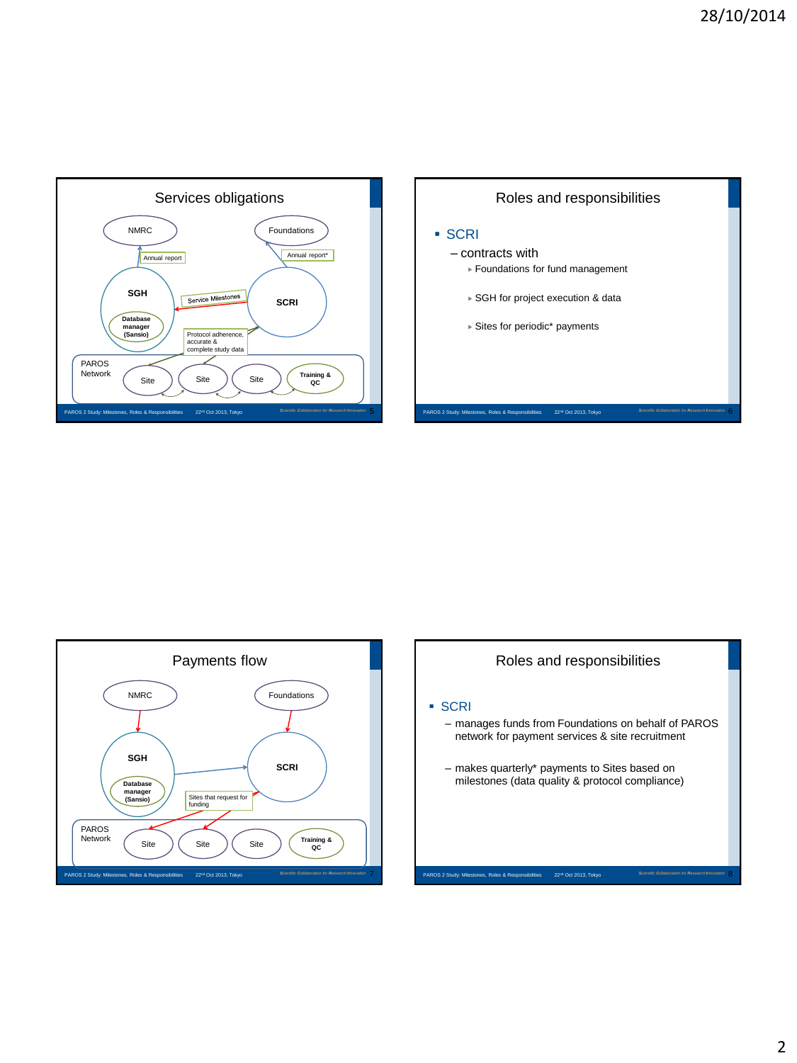## Services obligations

NMRC

Foundations

Annual report

Annual report*

SGH

Service Milestones

SCRI

Database manager (Sansio)

Protocol adherence, accurate & complete study data

PAROS Network

Site

Site

Site

Training & QC

## Roles and responsibilities

- SCRI
  - contracts with
    - Foundations for fund management
    - SGH for project execution & data
    - Sites for periodic* payments

## Payments flow

NMRC

Foundations

SGH

SCRI

Database manager (Sansio)

Sites that request for funding

PAROS Network

Site

Site

Site

Training & QC

## Roles and responsibilities

- SCRI
  - manages funds from Foundations on behalf of PAROS network for payment services & site recruitment
  - makes quarterly* payments to Sites based on milestones (data quality & protocol compliance)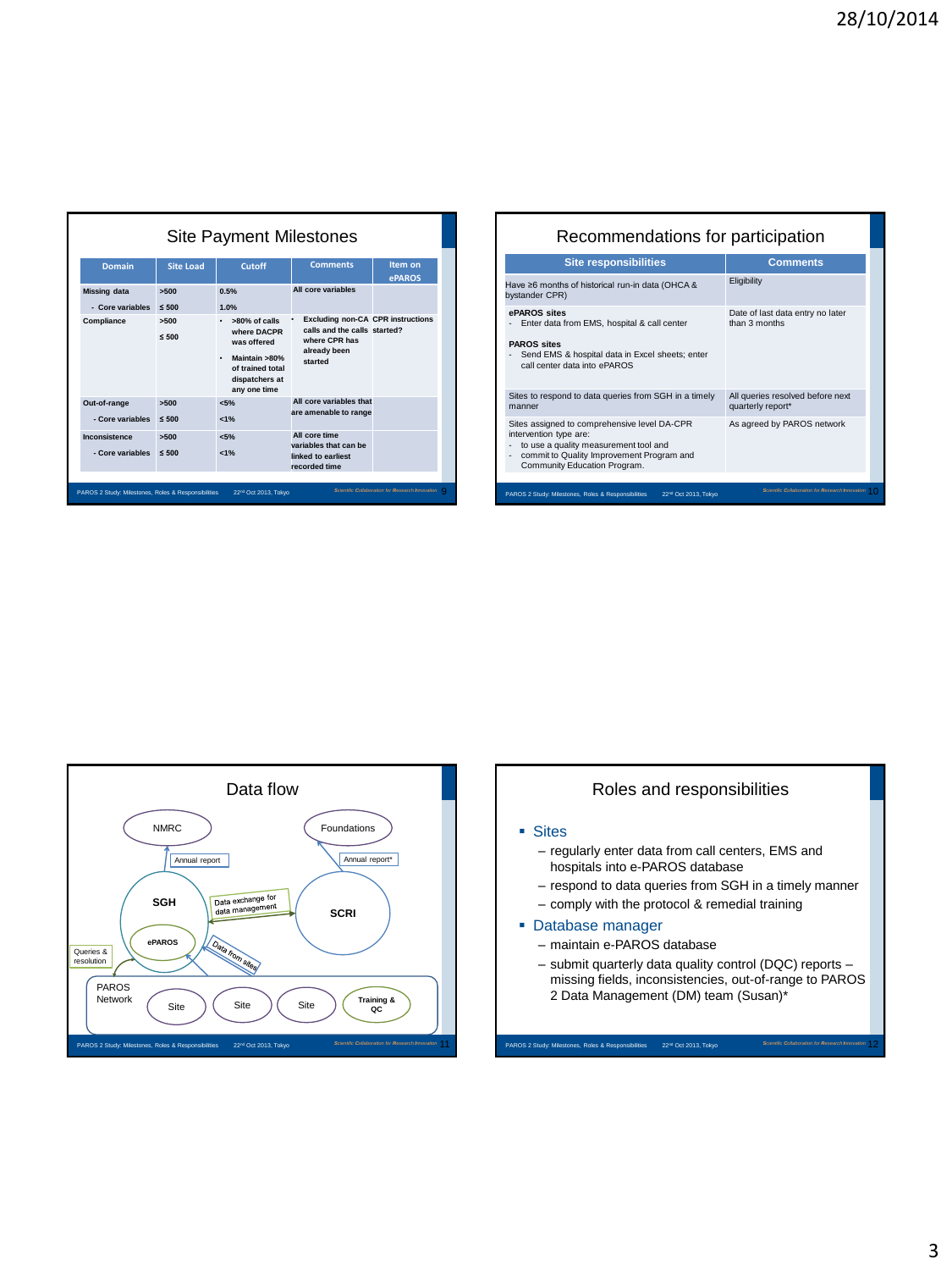## Site Payment Milestones

| Domain | Site Load | Cutoff | Comments | Item on ePAROS |
|---|---|---|---|---|
| Missing data | >500 | 0.5% | All core variables | |
| - Core variables | ≤ 500 | 1.0% | | |
| Compliance | >500<br>≤ 500 | • >80% of calls where DACPR was offered<br>• Maintain >80% of trained total dispatchers at any one time | • Excluding non-CA calls and the calls where CPR has already been started | CPR instructions started? |
| Out-of-range | >500 | <5% | All core variables that are amenable to range | |
| - Core variables | ≤ 500 | <1% | | |
| Inconsistence | >500 | <5% | All core time variables that can be linked to earliest recorded time | |
| - Core variables | ≤ 500 | <1% | | |

## Recommendations for participation

| Site responsibilities | Comments |
|---|---|
| Have ≥6 months of historical run-in data (OHCA & bystander CPR) | Eligibility |
| **ePAROS sites**<br>- Enter data from EMS, hospital & call center<br><br>**PAROS sites**<br>- Send EMS & hospital data in Excel sheets; enter call center data into ePAROS | Date of last data entry no later than 3 months |
| Sites to respond to data queries from SGH in a timely manner | All queries resolved before next quarterly report* |
| Sites assigned to comprehensive level DA-CPR intervention type are:<br>- to use a quality measurement tool and<br>- commit to Quality Improvement Program and Community Education Program. | As agreed by PAROS network |

## Data flow

NMRC — Annual report — SGH
Foundations — Annual report* — SCRI
SGH — Data exchange for data management — SCRI
ePAROS — Data from sites
Queries & resolution
PAROS Network: Site, Site, Site, Training & QC

## Roles and responsibilities

- Sites
  - regularly enter data from call centers, EMS and hospitals into e-PAROS database
  - respond to data queries from SGH in a timely manner
  - comply with the protocol & remedial training
- Database manager
  - maintain e-PAROS database
  - submit quarterly data quality control (DQC) reports – missing fields, inconsistencies, out-of-range to PAROS 2 Data Management (DM) team (Susan)*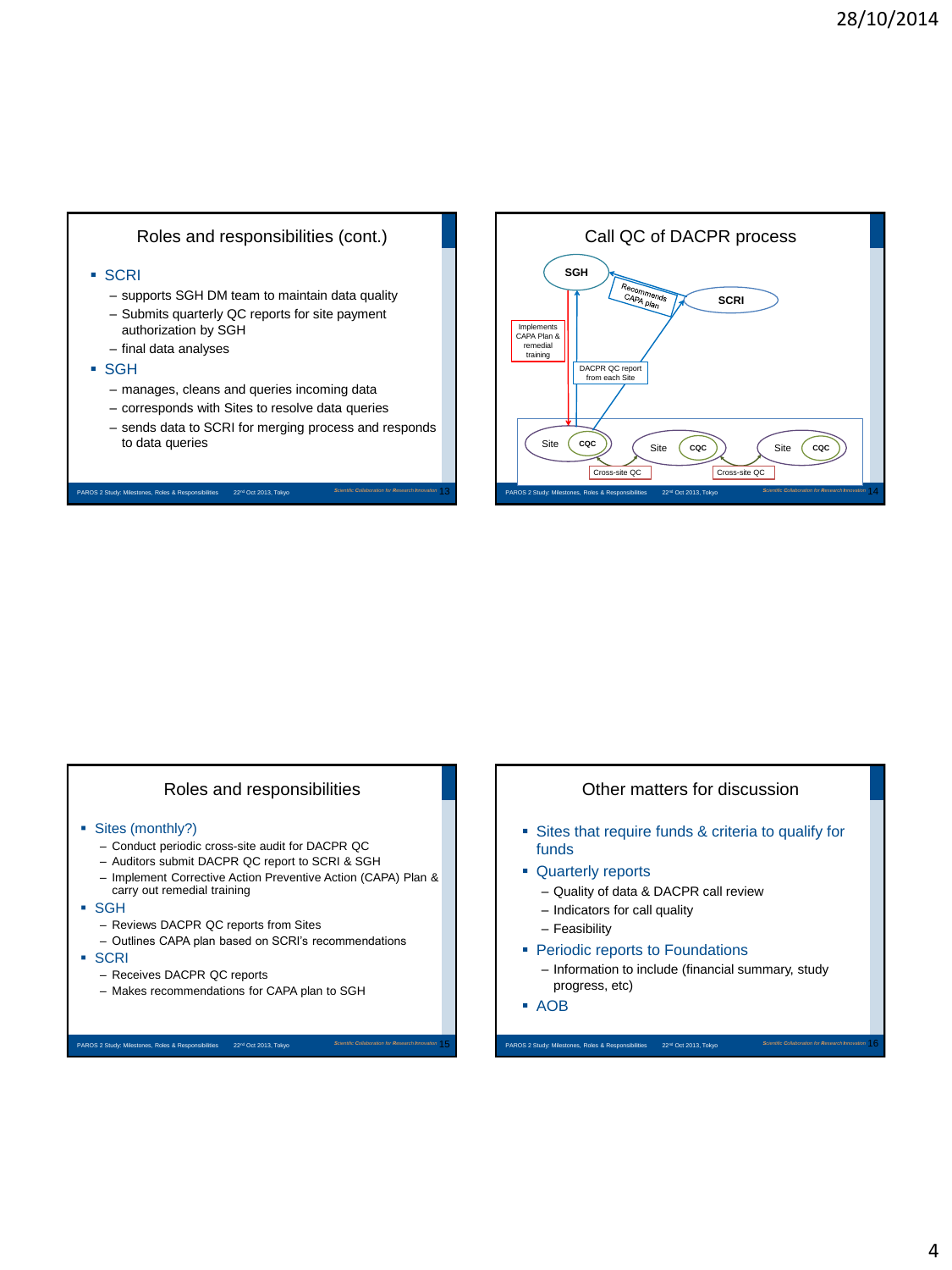## Roles and responsibilities (cont.)

- SCRI
  - supports SGH DM team to maintain data quality
  - Submits quarterly QC reports for site payment authorization by SGH
  - final data analyses
- SGH
  - manages, cleans and queries incoming data
  - corresponds with Sites to resolve data queries
  - sends data to SCRI for merging process and responds to data queries

## Call QC of DACPR process

SGH

SCRI

Recommends CAPA plan

Implements CAPA Plan & remedial training

DACPR QC report from each Site

Site CQC

Site CQC

Site CQC

Cross-site QC

Cross-site QC

## Roles and responsibilities

- Sites (monthly?)
  - Conduct periodic cross-site audit for DACPR QC
  - Auditors submit DACPR QC report to SCRI & SGH
  - Implement Corrective Action Preventive Action (CAPA) Plan & carry out remedial training
- SGH
  - Reviews DACPR QC reports from Sites
  - Outlines CAPA plan based on SCRI's recommendations
- SCRI
  - Receives DACPR QC reports
  - Makes recommendations for CAPA plan to SGH

## Other matters for discussion

- Sites that require funds & criteria to qualify for funds
- Quarterly reports
  - Quality of data & DACPR call review
  - Indicators for call quality
  - Feasibility
- Periodic reports to Foundations
  - Information to include (financial summary, study progress, etc)
- AOB